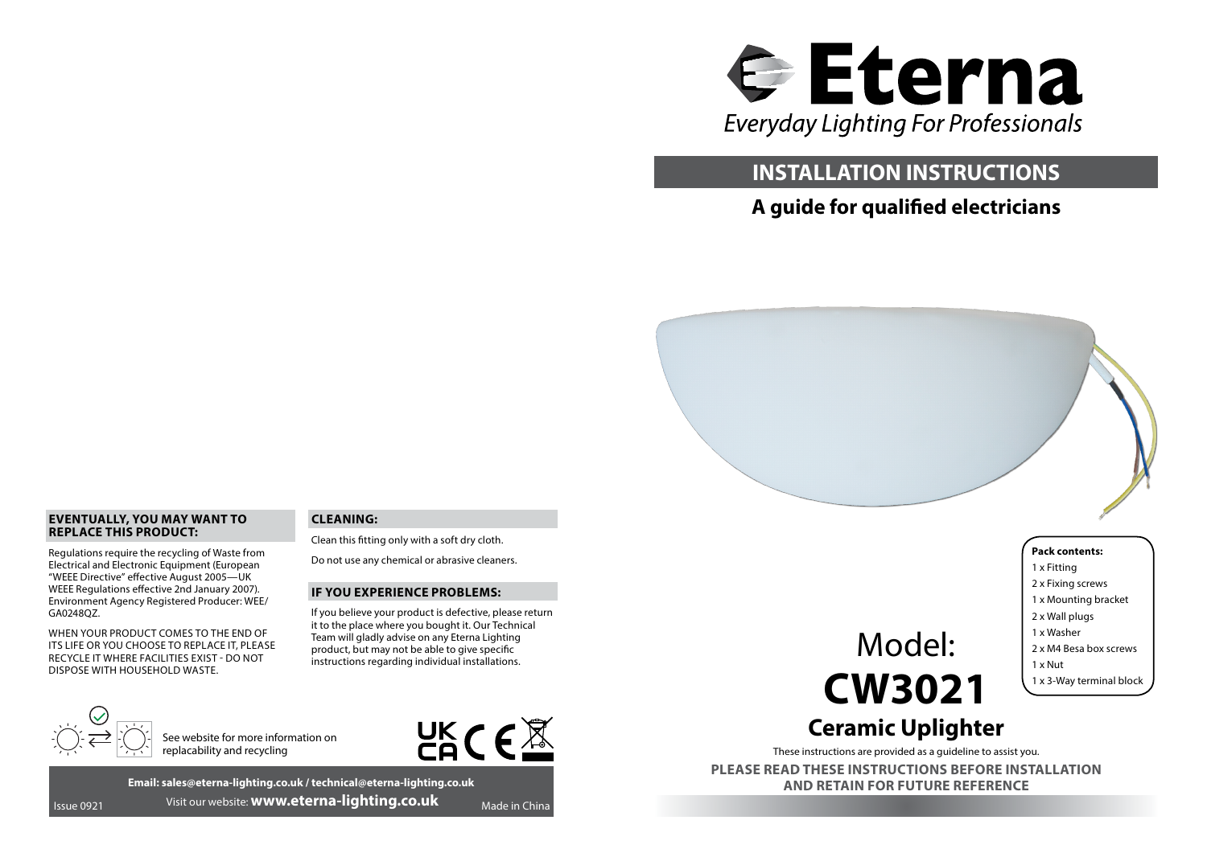# Eterna

*Everyday Lighting For Professionals*

## INSTALLATION INSTRUCTIONS

**A guide for qualified electricians**

**Pack contents:**

- 1 x Fitting
- 2 x Fixing screws
- 1 x Mounting bracket
- 2 x Wall plugs
- 1 x Washer
- 2 x M4 Besa box screws
- 1 x Nut
- 1 x 3-Way terminal block

Model:

# CW3021

## Ceramic Uplighter

These instructions are provided as a guideline to assist you.

**PLEASE READ THESE INSTRUCTIONS BEFORE INSTALLATION AND RETAIN FOR FUTURE REFERENCE**

### EVENTUALLY, YOU MAY WANT TO REPLACE THIS PRODUCT:

Regulations require the recycling of Waste from Electrical and Electronic Equipment (European "WEEE Directive" effective August 2005—UK WEEE Regulations effective 2nd January 2007). Environment Agency Registered Producer: WEE/GA0248QZ.

WHEN YOUR PRODUCT COMES TO THE END OF ITS LIFE OR YOU CHOOSE TO REPLACE IT, PLEASE RECYCLE IT WHERE FACILITIES EXIST - DO NOT DISPOSE WITH HOUSEHOLD WASTE.

### CLEANING:

Clean this fitting only with a soft dry cloth.

Do not use any chemical or abrasive cleaners.

### IF YOU EXPERIENCE PROBLEMS:

If you believe your product is defective, please return it to the place where you bought it. Our Technical Team will gladly advise on any Eterna Lighting product, but may not be able to give specific instructions regarding individual installations.

See website for more information on replacability and recycling

UK CA CE

**Email: sales@eterna-lighting.co.uk / technical@eterna-lighting.co.uk**

Issue 0921 Visit our website: **www.eterna-lighting.co.uk** Made in China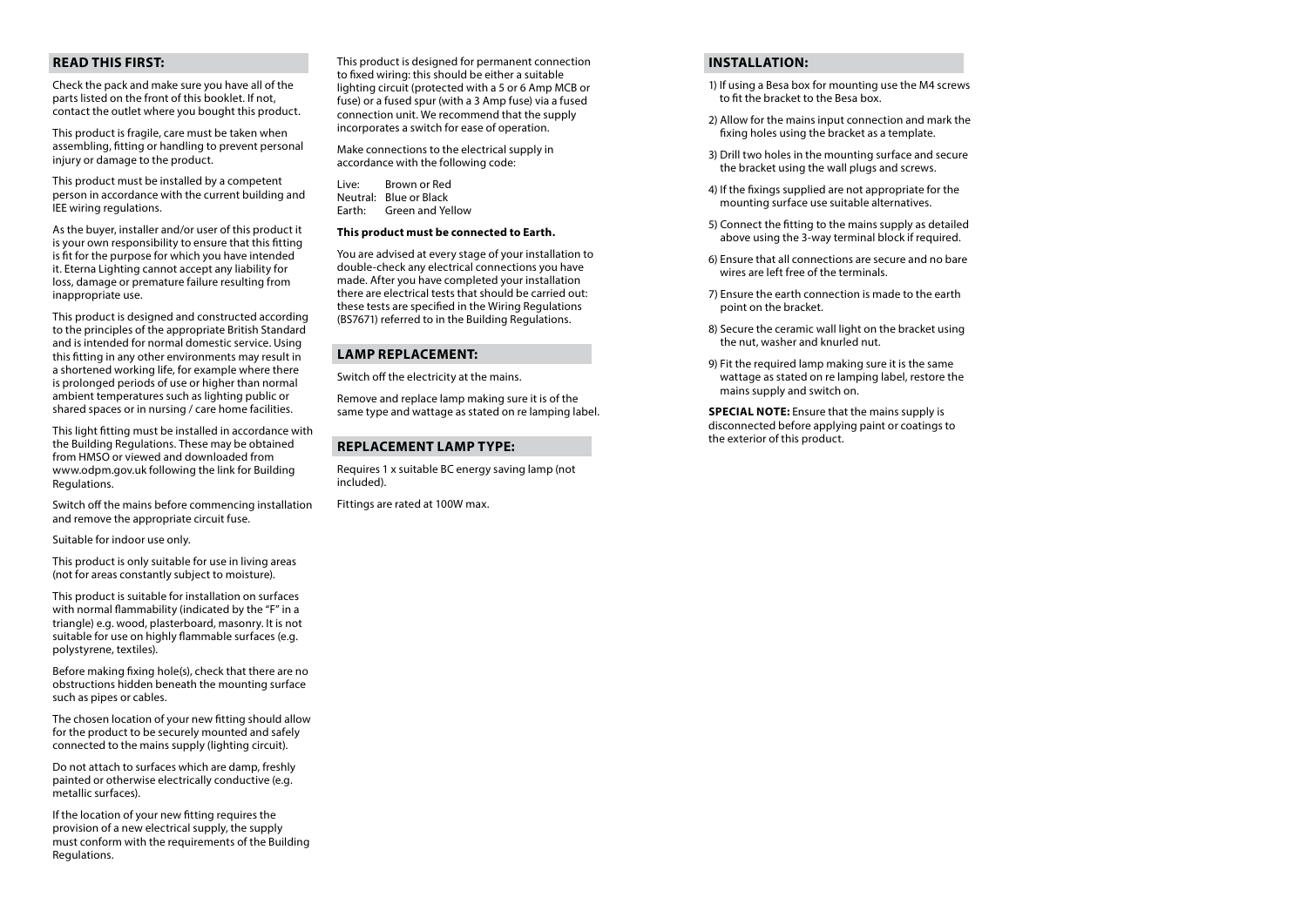## READ THIS FIRST:

Check the pack and make sure you have all of the parts listed on the front of this booklet. If not, contact the outlet where you bought this product.

This product is fragile, care must be taken when assembling, fitting or handling to prevent personal injury or damage to the product.

This product must be installed by a competent person in accordance with the current building and IEE wiring regulations.

As the buyer, installer and/or user of this product it is your own responsibility to ensure that this fitting is fit for the purpose for which you have intended it. Eterna Lighting cannot accept any liability for loss, damage or premature failure resulting from inappropriate use.

This product is designed and constructed according to the principles of the appropriate British Standard and is intended for normal domestic service. Using this fitting in any other environments may result in a shortened working life, for example where there is prolonged periods of use or higher than normal ambient temperatures such as lighting public or shared spaces or in nursing / care home facilities.

This light fitting must be installed in accordance with the Building Regulations. These may be obtained from HMSO or viewed and downloaded from www.odpm.gov.uk following the link for Building Regulations.

Switch off the mains before commencing installation and remove the appropriate circuit fuse.

Suitable for indoor use only.

This product is only suitable for use in living areas (not for areas constantly subject to moisture).

This product is suitable for installation on surfaces with normal flammability (indicated by the "F" in a triangle) e.g. wood, plasterboard, masonry. It is not suitable for use on highly flammable surfaces (e.g. polystyrene, textiles).

Before making fixing hole(s), check that there are no obstructions hidden beneath the mounting surface such as pipes or cables.

The chosen location of your new fitting should allow for the product to be securely mounted and safely connected to the mains supply (lighting circuit).

Do not attach to surfaces which are damp, freshly painted or otherwise electrically conductive (e.g. metallic surfaces).

If the location of your new fitting requires the provision of a new electrical supply, the supply must conform with the requirements of the Building Regulations.

This product is designed for permanent connection to fixed wiring: this should be either a suitable lighting circuit (protected with a 5 or 6 Amp MCB or fuse) or a fused spur (with a 3 Amp fuse) via a fused connection unit. We recommend that the supply incorporates a switch for ease of operation.

Make connections to the electrical supply in accordance with the following code:

Live: Brown or Red
Neutral: Blue or Black
Earth: Green and Yellow

**This product must be connected to Earth.**

You are advised at every stage of your installation to double-check any electrical connections you have made. After you have completed your installation there are electrical tests that should be carried out: these tests are specified in the Wiring Regulations (BS7671) referred to in the Building Regulations.

## LAMP REPLACEMENT:

Switch off the electricity at the mains.

Remove and replace lamp making sure it is of the same type and wattage as stated on re lamping label.

## REPLACEMENT LAMP TYPE:

Requires 1 x suitable BC energy saving lamp (not included).

Fittings are rated at 100W max.

## INSTALLATION:

1) If using a Besa box for mounting use the M4 screws to fit the bracket to the Besa box.
2) Allow for the mains input connection and mark the fixing holes using the bracket as a template.
3) Drill two holes in the mounting surface and secure the bracket using the wall plugs and screws.
4) If the fixings supplied are not appropriate for the mounting surface use suitable alternatives.
5) Connect the fitting to the mains supply as detailed above using the 3-way terminal block if required.
6) Ensure that all connections are secure and no bare wires are left free of the terminals.
7) Ensure the earth connection is made to the earth point on the bracket.
8) Secure the ceramic wall light on the bracket using the nut, washer and knurled nut.
9) Fit the required lamp making sure it is the same wattage as stated on re lamping label, restore the mains supply and switch on.

**SPECIAL NOTE:** Ensure that the mains supply is disconnected before applying paint or coatings to the exterior of this product.